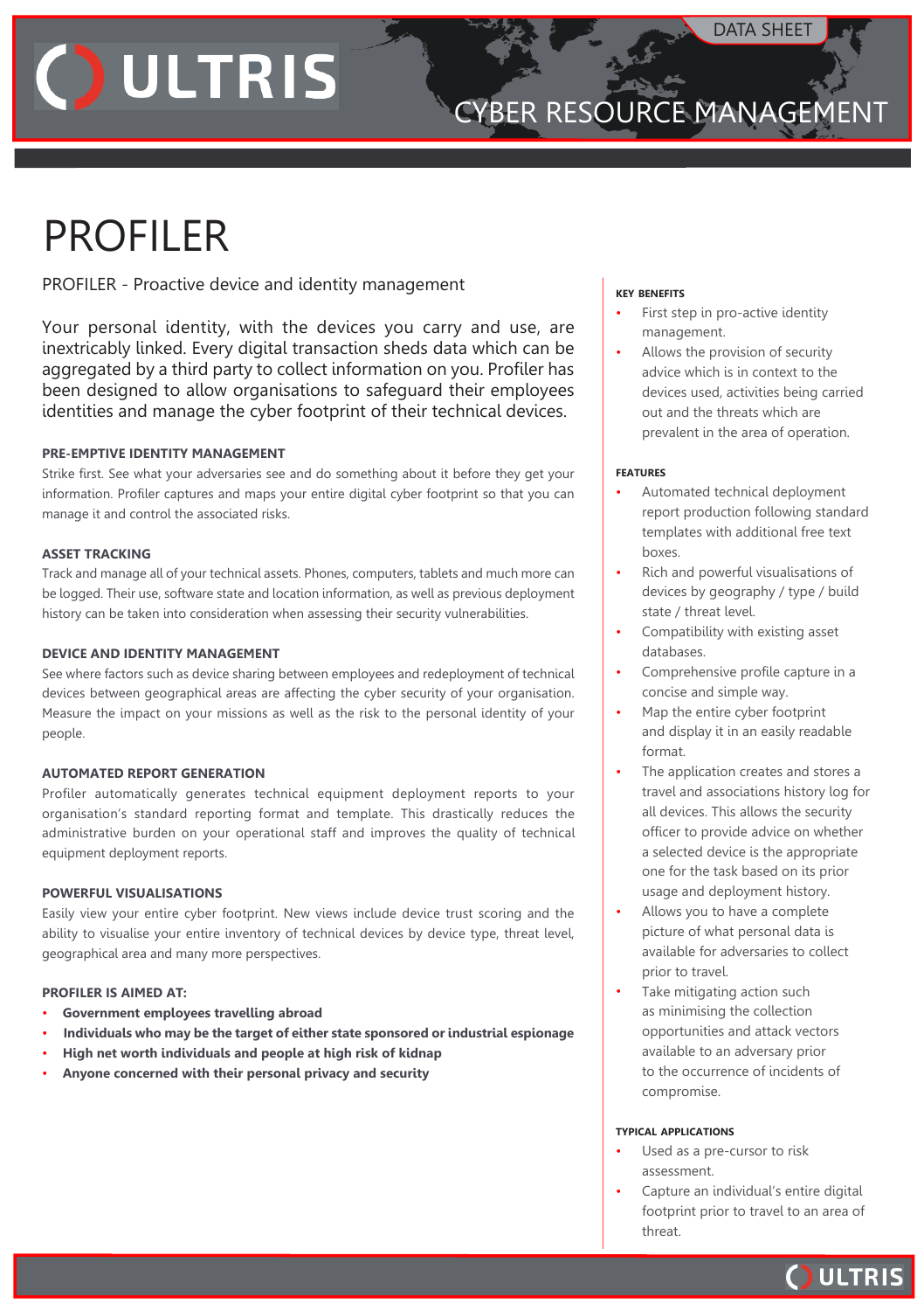DATA SHEET

ULTRIS

CYBER RESOURCE MANAGEMENT

# PROFILER

PROFILER - Proactive device and identity management

Your personal identity, with the devices you carry and use, are inextricably linked. Every digital transaction sheds data which can be aggregated by a third party to collect information on you. Profiler has been designed to allow organisations to safeguard their employees identities and manage the cyber footprint of their technical devices.

### PRE-EMPTIVE IDENTITY MANAGEMENT

Strike first. See what your adversaries see and do something about it before they get your information. Profiler captures and maps your entire digital cyber footprint so that you can manage it and control the associated risks.

### ASSET TRACKING

Track and manage all of your technical assets. Phones, computers, tablets and much more can be logged. Their use, software state and location information, as well as previous deployment history can be taken into consideration when assessing their security vulnerabilities.

### DEVICE AND IDENTITY MANAGEMENT

See where factors such as device sharing between employees and redeployment of technical devices between geographical areas are affecting the cyber security of your organisation. Measure the impact on your missions as well as the risk to the personal identity of your people.

### AUTOMATED REPORT GENERATION

Profiler automatically generates technical equipment deployment reports to your organisation's standard reporting format and template. This drastically reduces the administrative burden on your operational staff and improves the quality of technical equipment deployment reports.

### POWERFUL VISUALISATIONS

Easily view your entire cyber footprint. New views include device trust scoring and the ability to visualise your entire inventory of technical devices by device type, threat level, geographical area and many more perspectives.

### PROFILER IS AIMED AT:

- **Government employees travelling abroad**
- **Individuals who may be the target of either state sponsored or industrial espionage**
- **High net worth individuals and people at high risk of kidnap**
- **Anyone concerned with their personal privacy and security**

#### KEY BENEFITS

- First step in pro-active identity management.
- Allows the provision of security advice which is in context to the devices used, activities being carried out and the threats which are prevalent in the area of operation.

#### FEATURES

- Automated technical deployment report production following standard templates with additional free text boxes.
- Rich and powerful visualisations of devices by geography / type / build state / threat level.
- Compatibility with existing asset databases.
- Comprehensive profile capture in a concise and simple way.
- Map the entire cyber footprint and display it in an easily readable format.
- The application creates and stores a travel and associations history log for all devices. This allows the security officer to provide advice on whether a selected device is the appropriate one for the task based on its prior usage and deployment history.
- Allows you to have a complete picture of what personal data is available for adversaries to collect prior to travel.
- Take mitigating action such as minimising the collection opportunities and attack vectors available to an adversary prior to the occurrence of incidents of compromise.

#### TYPICAL APPLICATIONS

- Used as a pre-cursor to risk assessment.
- Capture an individual's entire digital footprint prior to travel to an area of threat.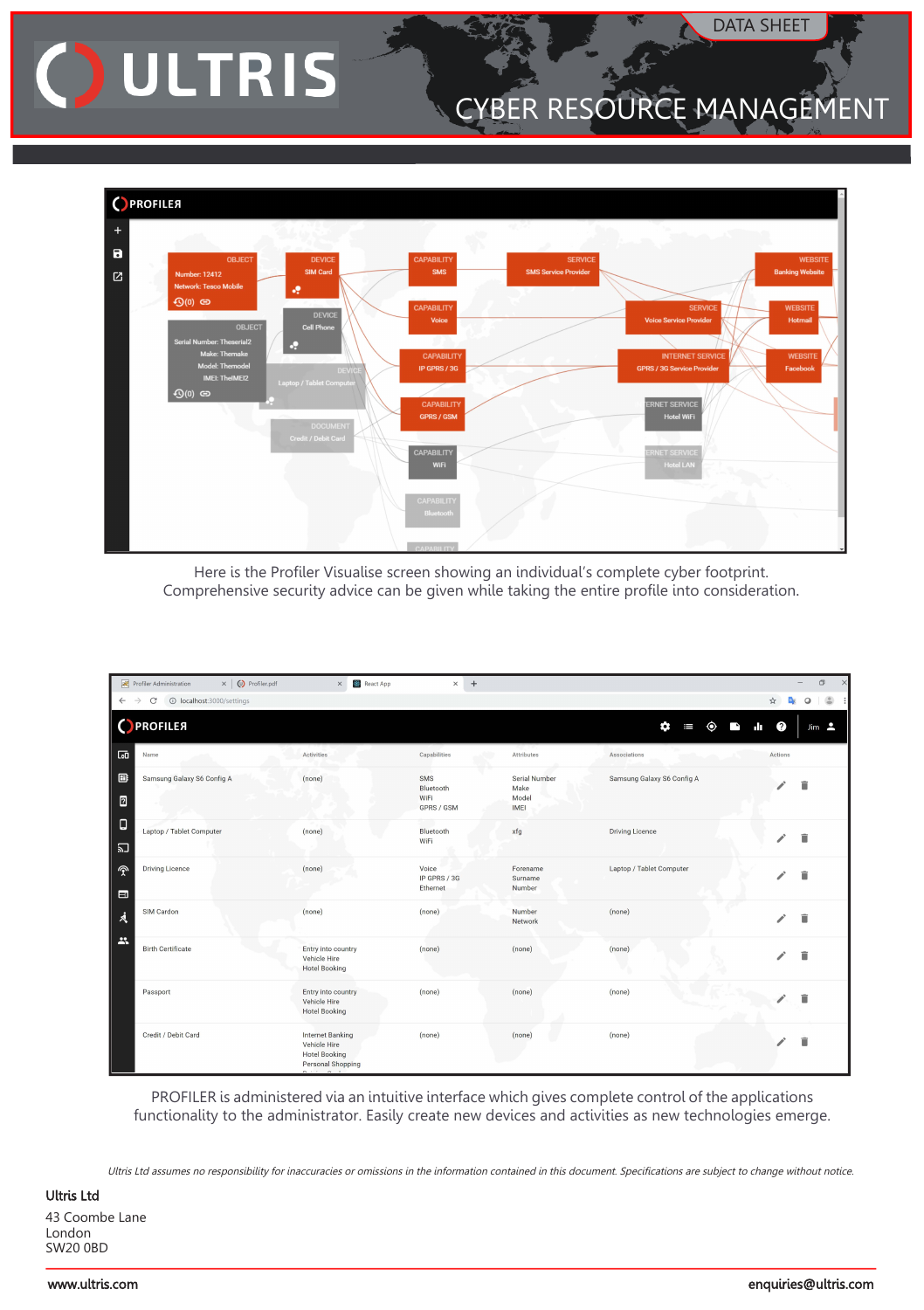DATA SHEET

# ULTRIS

## CYBER RESOURCE MANAGEMENT

Here is the Profiler Visualise screen showing an individual's complete cyber footprint. Comprehensive security advice can be given while taking the entire profile into consideration.

PROFILER is administered via an intuitive interface which gives complete control of the applications functionality to the administrator. Easily create new devices and activities as new technologies emerge.

*Ultris Ltd assumes no responsibility for inaccuracies or omissions in the information contained in this document. Specifications are subject to change without notice.*

**Ultris Ltd**

43 Coombe Lane
London
SW20 0BD

www.ultris.com

enquiries@ultris.com